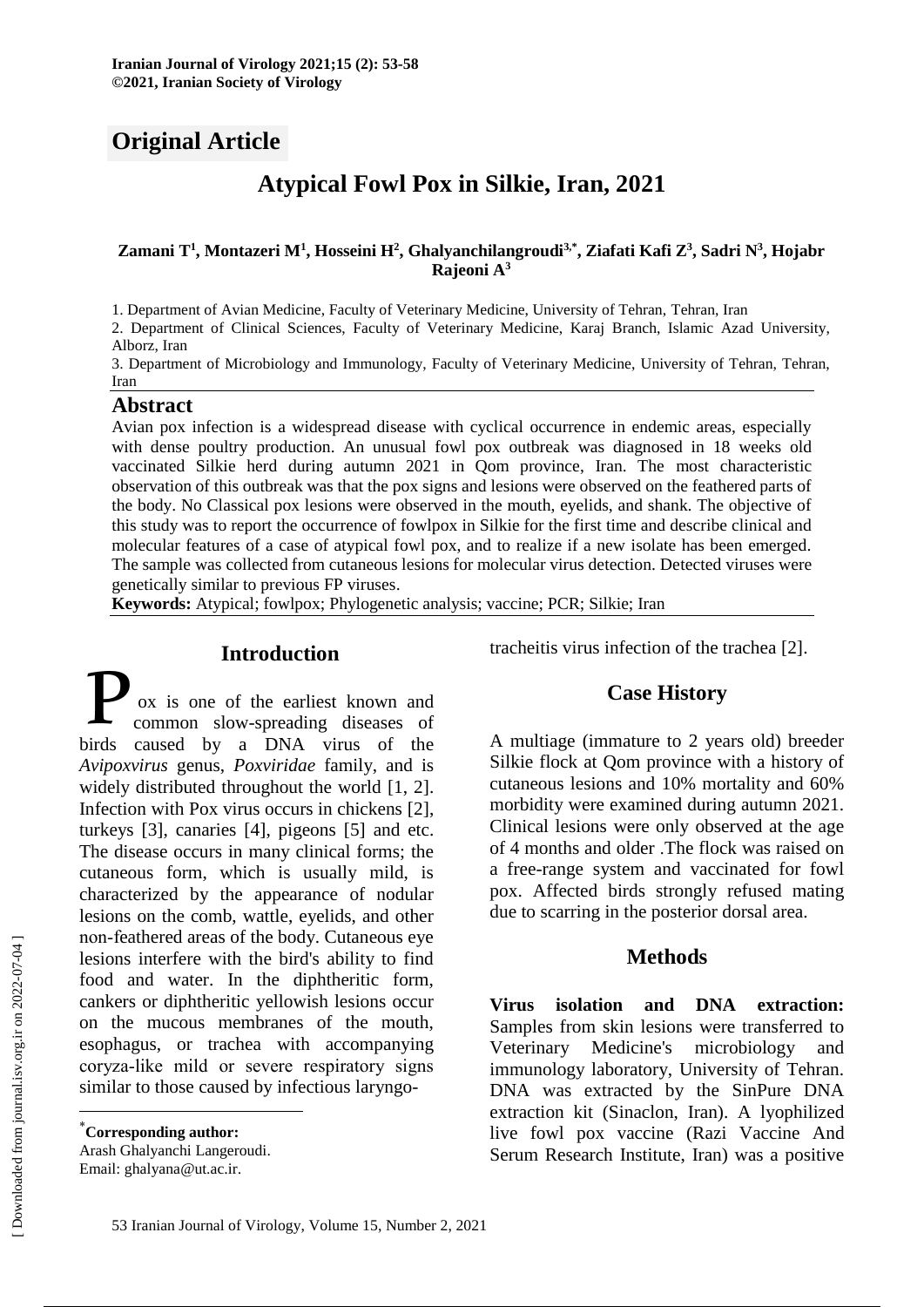**Iranian Journal of Virology 2021;15 (2): 53-58**
**©2021, Iranian Society of Virology**

## Original Article

# Atypical Fowl Pox in Silkie, Iran, 2021

**Zamani T[1], Montazeri M[1], Hosseini H[2], Ghalyanchilangroudi[3,*], Ziafati Kafi Z[3], Sadri N[3], Hojabr Rajeoni A[3]**

1. Department of Avian Medicine, Faculty of Veterinary Medicine, University of Tehran, Tehran, Iran
2. Department of Clinical Sciences, Faculty of Veterinary Medicine, Karaj Branch, Islamic Azad University, Alborz, Iran
3. Department of Microbiology and Immunology, Faculty of Veterinary Medicine, University of Tehran, Tehran, Iran

## Abstract

Avian pox infection is a widespread disease with cyclical occurrence in endemic areas, especially with dense poultry production. An unusual fowl pox outbreak was diagnosed in 18 weeks old vaccinated Silkie herd during autumn 2021 in Qom province, Iran. The most characteristic observation of this outbreak was that the pox signs and lesions were observed on the feathered parts of the body. No Classical pox lesions were observed in the mouth, eyelids, and shank. The objective of this study was to report the occurrence of fowlpox in Silkie for the first time and describe clinical and molecular features of a case of atypical fowl pox, and to realize if a new isolate has been emerged. The sample was collected from cutaneous lesions for molecular virus detection. Detected viruses were genetically similar to previous FP viruses.

**Keywords:** Atypical; fowlpox; Phylogenetic analysis; vaccine; PCR; Silkie; Iran

## Introduction

Pox is one of the earliest known and common slow-spreading diseases of birds caused by a DNA virus of the *Avipoxvirus* genus, *Poxviridae* family, and is widely distributed throughout the world [1, 2]. Infection with Pox virus occurs in chickens [2], turkeys [3], canaries [4], pigeons [5] and etc. The disease occurs in many clinical forms; the cutaneous form, which is usually mild, is characterized by the appearance of nodular lesions on the comb, wattle, eyelids, and other non-feathered areas of the body. Cutaneous eye lesions interfere with the bird's ability to find food and water. In the diphtheritic form, cankers or diphtheritic yellowish lesions occur on the mucous membranes of the mouth, esophagus, or trachea with accompanying coryza-like mild or severe respiratory signs similar to those caused by infectious laryngotracheitis virus infection of the trachea [2].

## Case History

A multiage (immature to 2 years old) breeder Silkie flock at Qom province with a history of cutaneous lesions and 10% mortality and 60% morbidity were examined during autumn 2021. Clinical lesions were only observed at the age of 4 months and older .The flock was raised on a free-range system and vaccinated for fowl pox. Affected birds strongly refused mating due to scarring in the posterior dorsal area.

## Methods

**Virus isolation and DNA extraction:** Samples from skin lesions were transferred to Veterinary Medicine's microbiology and immunology laboratory, University of Tehran. DNA was extracted by the SinPure DNA extraction kit (Sinaclon, Iran). A lyophilized live fowl pox vaccine (Razi Vaccine And Serum Research Institute, Iran) was a positive

---

*Corresponding author:
Arash Ghalyanchi Langeroudi.
Email: ghalyana@ut.ac.ir.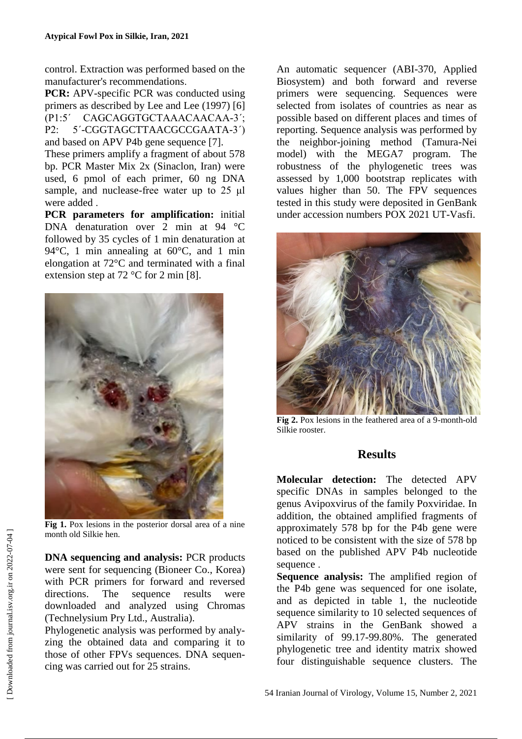control. Extraction was performed based on the manufacturer's recommendations.

**PCR:** APV-specific PCR was conducted using primers as described by Lee and Lee (1997) [6] (P1:5´ CAGCAGGTGCTAAACAACAA-3´; P2: 5´-CGGTAGCTTAACGCCGAATA-3´) and based on APV P4b gene sequence [7].

These primers amplify a fragment of about 578 bp. PCR Master Mix 2x (Sinaclon, Iran) were used, 6 pmol of each primer, 60 ng DNA sample, and nuclease-free water up to 25 µl were added .

**PCR parameters for amplification:** initial DNA denaturation over 2 min at 94 °C followed by 35 cycles of 1 min denaturation at 94°C, 1 min annealing at 60°C, and 1 min elongation at 72°C and terminated with a final extension step at 72 °C for 2 min [8].

**Fig 1.** Pox lesions in the posterior dorsal area of a nine month old Silkie hen.

**DNA sequencing and analysis:** PCR products were sent for sequencing (Bioneer Co., Korea) with PCR primers for forward and reversed directions. The sequence results were downloaded and analyzed using Chromas (Technelysium Pry Ltd., Australia).

Phylogenetic analysis was performed by analyzing the obtained data and comparing it to those of other FPVs sequences. DNA sequencing was carried out for 25 strains.

An automatic sequencer (ABI-370, Applied Biosystem) and both forward and reverse primers were sequencing. Sequences were selected from isolates of countries as near as possible based on different places and times of reporting. Sequence analysis was performed by the neighbor-joining method (Tamura-Nei model) with the MEGA7 program. The robustness of the phylogenetic trees was assessed by 1,000 bootstrap replicates with values higher than 50. The FPV sequences tested in this study were deposited in GenBank under accession numbers POX 2021 UT-Vasfi.

**Fig 2.** Pox lesions in the feathered area of a 9-month-old Silkie rooster.

## Results

**Molecular detection:** The detected APV specific DNAs in samples belonged to the genus Avipoxvirus of the family Poxviridae. In addition, the obtained amplified fragments of approximately 578 bp for the P4b gene were noticed to be consistent with the size of 578 bp based on the published APV P4b nucleotide sequence .

**Sequence analysis:** The amplified region of the P4b gene was sequenced for one isolate, and as depicted in table 1, the nucleotide sequence similarity to 10 selected sequences of APV strains in the GenBank showed a similarity of 99.17-99.80%. The generated phylogenetic tree and identity matrix showed four distinguishable sequence clusters. The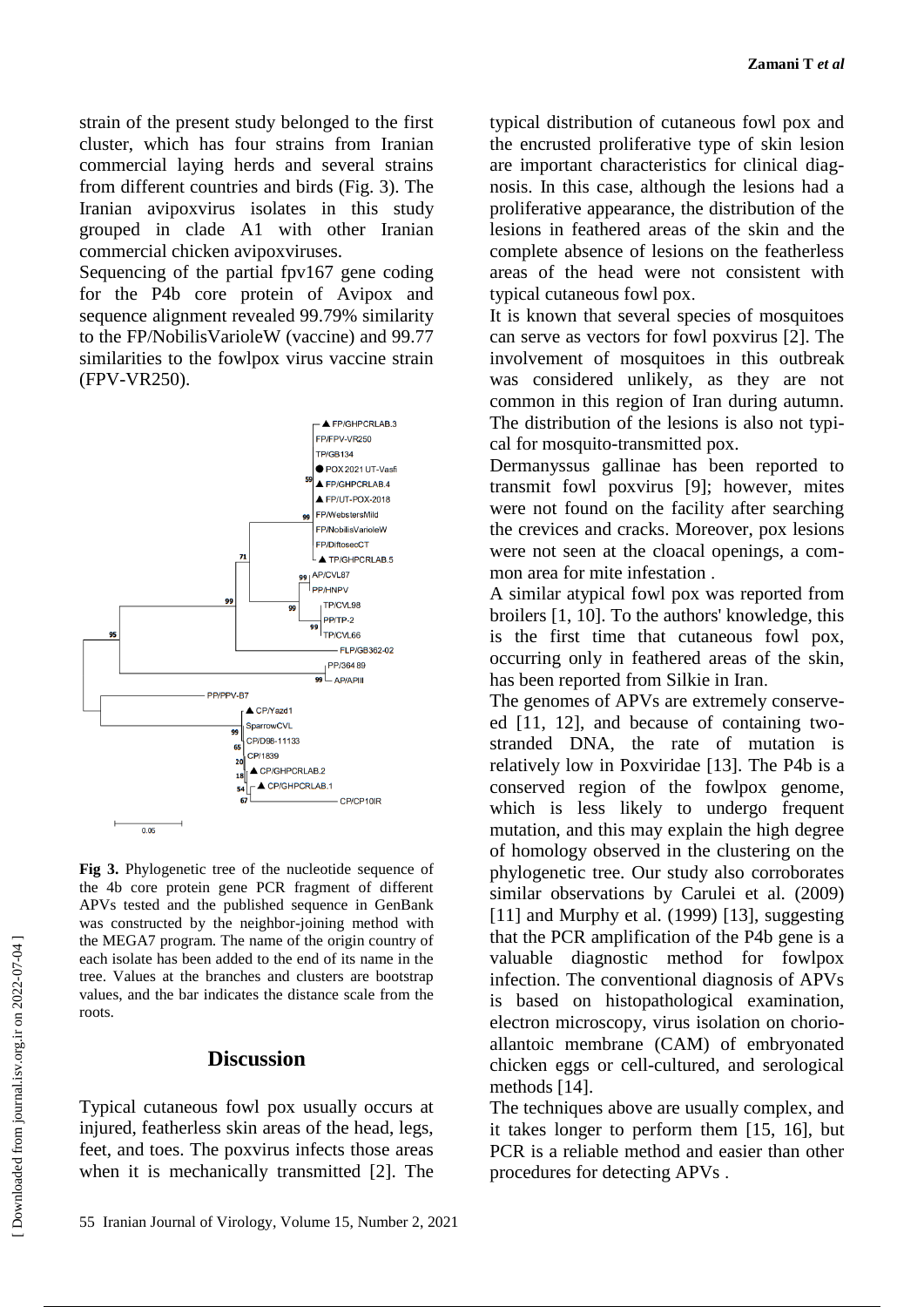strain of the present study belonged to the first cluster, which has four strains from Iranian commercial laying herds and several strains from different countries and birds (Fig. 3). The Iranian avipoxvirus isolates in this study grouped in clade A1 with other Iranian commercial chicken avipoxviruses.

Sequencing of the partial fpv167 gene coding for the P4b core protein of Avipox and sequence alignment revealed 99.79% similarity to the FP/NobilisVarioleW (vaccine) and 99.77 similarities to the fowlpox virus vaccine strain (FPV-VR250).

**Fig 3.** Phylogenetic tree of the nucleotide sequence of the 4b core protein gene PCR fragment of different APVs tested and the published sequence in GenBank was constructed by the neighbor-joining method with the MEGA7 program. The name of the origin country of each isolate has been added to the end of its name in the tree. Values at the branches and clusters are bootstrap values, and the bar indicates the distance scale from the roots.

## Discussion

Typical cutaneous fowl pox usually occurs at injured, featherless skin areas of the head, legs, feet, and toes. The poxvirus infects those areas when it is mechanically transmitted [2]. The typical distribution of cutaneous fowl pox and the encrusted proliferative type of skin lesion are important characteristics for clinical diagnosis. In this case, although the lesions had a proliferative appearance, the distribution of the lesions in feathered areas of the skin and the complete absence of lesions on the featherless areas of the head were not consistent with typical cutaneous fowl pox.

It is known that several species of mosquitoes can serve as vectors for fowl poxvirus [2]. The involvement of mosquitoes in this outbreak was considered unlikely, as they are not common in this region of Iran during autumn. The distribution of the lesions is also not typical for mosquito-transmitted pox.

Dermanyssus gallinae has been reported to transmit fowl poxvirus [9]; however, mites were not found on the facility after searching the crevices and cracks. Moreover, pox lesions were not seen at the cloacal openings, a common area for mite infestation .

A similar atypical fowl pox was reported from broilers [1, 10]. To the authors' knowledge, this is the first time that cutaneous fowl pox, occurring only in feathered areas of the skin, has been reported from Silkie in Iran.

The genomes of APVs are extremely conserveed [11, 12], and because of containing two-stranded DNA, the rate of mutation is relatively low in Poxviridae [13]. The P4b is a conserved region of the fowlpox genome, which is less likely to undergo frequent mutation, and this may explain the high degree of homology observed in the clustering on the phylogenetic tree. Our study also corroborates similar observations by Carulei et al. (2009) [11] and Murphy et al. (1999) [13], suggesting that the PCR amplification of the P4b gene is a valuable diagnostic method for fowlpox infection. The conventional diagnosis of APVs is based on histopathological examination, electron microscopy, virus isolation on chorioallantoic membrane (CAM) of embryonated chicken eggs or cell-cultured, and serological methods [14].

The techniques above are usually complex, and it takes longer to perform them [15, 16], but PCR is a reliable method and easier than other procedures for detecting APVs .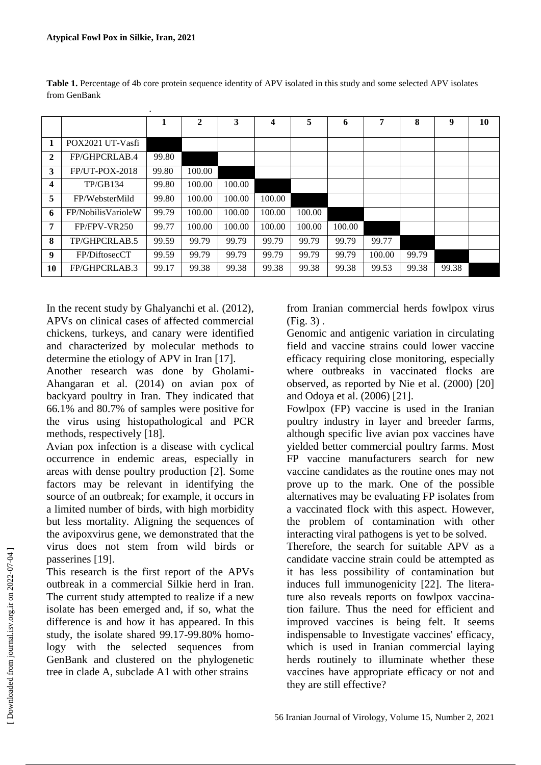**Table 1.** Percentage of 4b core protein sequence identity of APV isolated in this study and some selected APV isolates from GenBank

| | | 1 | 2 | 3 | 4 | 5 | 6 | 7 | 8 | 9 | 10 |
|---|---|---|---|---|---|---|---|---|---|---|---|
| **1** | POX2021 UT-Vasfi | | | | | | | | | | |
| **2** | FP/GHPCRLAB.4 | 99.80 | | | | | | | | | |
| **3** | FP/UT-POX-2018 | 99.80 | 100.00 | | | | | | | | |
| **4** | TP/GB134 | 99.80 | 100.00 | 100.00 | | | | | | | |
| **5** | FP/WebsterMild | 99.80 | 100.00 | 100.00 | 100.00 | | | | | | |
| **6** | FP/NobilisVarioleW | 99.79 | 100.00 | 100.00 | 100.00 | 100.00 | | | | | |
| **7** | FP/FPV-VR250 | 99.77 | 100.00 | 100.00 | 100.00 | 100.00 | 100.00 | | | | |
| **8** | TP/GHPCRLAB.5 | 99.59 | 99.79 | 99.79 | 99.79 | 99.79 | 99.79 | 99.77 | | | |
| **9** | FP/DiftosecCT | 99.59 | 99.79 | 99.79 | 99.79 | 99.79 | 99.79 | 100.00 | 99.79 | | |
| **10** | FP/GHPCRLAB.3 | 99.17 | 99.38 | 99.38 | 99.38 | 99.38 | 99.38 | 99.53 | 99.38 | 99.38 | |

In the recent study by Ghalyanchi et al. (2012), APVs on clinical cases of affected commercial chickens, turkeys, and canary were identified and characterized by molecular methods to determine the etiology of APV in Iran [17].

Another research was done by Gholami-Ahangaran et al. (2014) on avian pox of backyard poultry in Iran. They indicated that 66.1% and 80.7% of samples were positive for the virus using histopathological and PCR methods, respectively [18].

Avian pox infection is a disease with cyclical occurrence in endemic areas, especially in areas with dense poultry production [2]. Some factors may be relevant in identifying the source of an outbreak; for example, it occurs in a limited number of birds, with high morbidity but less mortality. Aligning the sequences of the avipoxvirus gene, we demonstrated that the virus does not stem from wild birds or passerines [19].

This research is the first report of the APVs outbreak in a commercial Silkie herd in Iran. The current study attempted to realize if a new isolate has been emerged and, if so, what the difference is and how it has appeared. In this study, the isolate shared 99.17-99.80% homology with the selected sequences from GenBank and clustered on the phylogenetic tree in clade A, subclade A1 with other strains from Iranian commercial herds fowlpox virus (Fig. 3) .

Genomic and antigenic variation in circulating field and vaccine strains could lower vaccine efficacy requiring close monitoring, especially where outbreaks in vaccinated flocks are observed, as reported by Nie et al. (2000) [20] and Odoya et al. (2006) [21].

Fowlpox (FP) vaccine is used in the Iranian poultry industry in layer and breeder farms, although specific live avian pox vaccines have yielded better commercial poultry farms. Most FP vaccine manufacturers search for new vaccine candidates as the routine ones may not prove up to the mark. One of the possible alternatives may be evaluating FP isolates from a vaccinated flock with this aspect. However, the problem of contamination with other interacting viral pathogens is yet to be solved.

Therefore, the search for suitable APV as a candidate vaccine strain could be attempted as it has less possibility of contamination but induces full immunogenicity [22]. The literature also reveals reports on fowlpox vaccination failure. Thus the need for efficient and improved vaccines is being felt. It seems indispensable to Investigate vaccines' efficacy, which is used in Iranian commercial laying herds routinely to illuminate whether these vaccines have appropriate efficacy or not and they are still effective?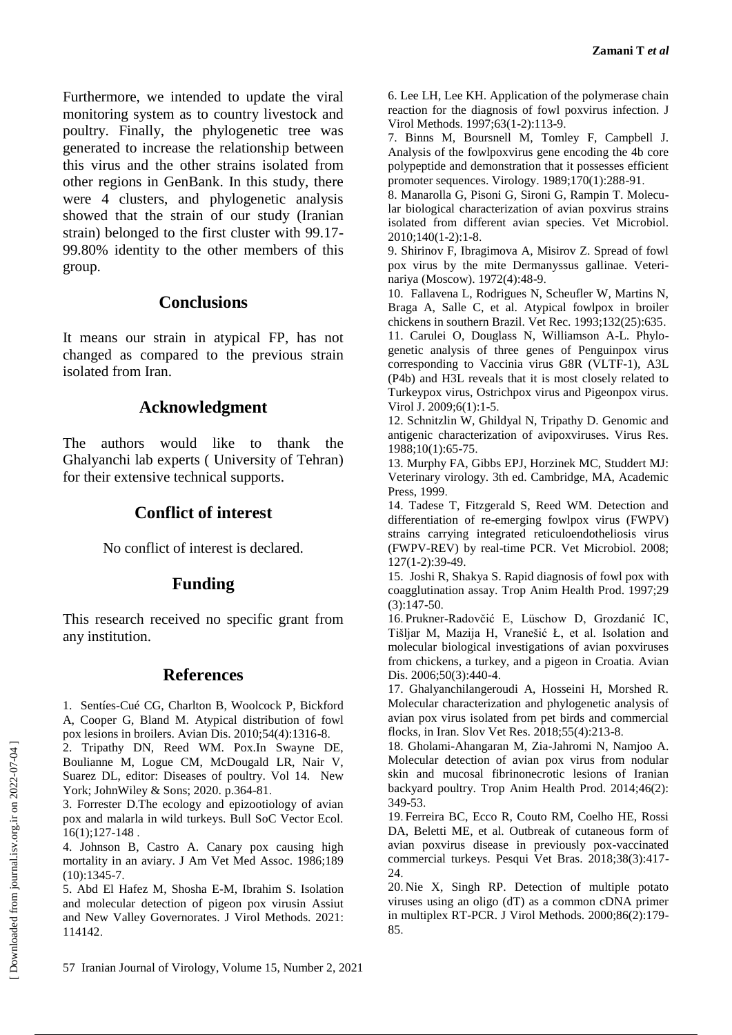Furthermore, we intended to update the viral monitoring system as to country livestock and poultry. Finally, the phylogenetic tree was generated to increase the relationship between this virus and the other strains isolated from other regions in GenBank. In this study, there were 4 clusters, and phylogenetic analysis showed that the strain of our study (Iranian strain) belonged to the first cluster with 99.17-99.80% identity to the other members of this group.

## Conclusions

It means our strain in atypical FP, has not changed as compared to the previous strain isolated from Iran.

## Acknowledgment

The authors would like to thank the Ghalyanchi lab experts ( University of Tehran) for their extensive technical supports.

## Conflict of interest

No conflict of interest is declared.

## Funding

This research received no specific grant from any institution.

## References

1. Sentíes-Cué CG, Charlton B, Woolcock P, Bickford A, Cooper G, Bland M. Atypical distribution of fowl pox lesions in broilers. Avian Dis. 2010;54(4):1316-8.
2. Tripathy DN, Reed WM. Pox.In Swayne DE, Boulianne M, Logue CM, McDougald LR, Nair V, Suarez DL, editor: Diseases of poultry. Vol 14. New York; JohnWiley & Sons; 2020. p.364-81.
3. Forrester D.The ecology and epizootiology of avian pox and malarla in wild turkeys. Bull SoC Vector Ecol. 16(1);127-148 .
4. Johnson B, Castro A. Canary pox causing high mortality in an aviary. J Am Vet Med Assoc. 1986;189 (10):1345-7.
5. Abd El Hafez M, Shosha E-M, Ibrahim S. Isolation and molecular detection of pigeon pox virusin Assiut and New Valley Governorates. J Virol Methods. 2021: 114142.
6. Lee LH, Lee KH. Application of the polymerase chain reaction for the diagnosis of fowl poxvirus infection. J Virol Methods. 1997;63(1-2):113-9.
7. Binns M, Boursnell M, Tomley F, Campbell J. Analysis of the fowlpoxvirus gene encoding the 4b core polypeptide and demonstration that it possesses efficient promoter sequences. Virology. 1989;170(1):288-91.
8. Manarolla G, Pisoni G, Sironi G, Rampin T. Molecular biological characterization of avian poxvirus strains isolated from different avian species. Vet Microbiol. 2010;140(1-2):1-8.
9. Shirinov F, Ibragimova A, Misirov Z. Spread of fowl pox virus by the mite Dermanyssus gallinae. Veterinariya (Moscow). 1972(4):48-9.
10. Fallavena L, Rodrigues N, Scheufler W, Martins N, Braga A, Salle C, et al. Atypical fowlpox in broiler chickens in southern Brazil. Vet Rec. 1993;132(25):635.
11. Carulei O, Douglass N, Williamson A-L. Phylogenetic analysis of three genes of Penguinpox virus corresponding to Vaccinia virus G8R (VLTF-1), A3L (P4b) and H3L reveals that it is most closely related to Turkeypox virus, Ostrichpox virus and Pigeonpox virus. Virol J. 2009;6(1):1-5.
12. Schnitzlin W, Ghildyal N, Tripathy D. Genomic and antigenic characterization of avipoxviruses. Virus Res. 1988;10(1):65-75.
13. Murphy FA, Gibbs EPJ, Horzinek MC, Studdert MJ: Veterinary virology. 3th ed. Cambridge, MA, Academic Press, 1999.
14. Tadese T, Fitzgerald S, Reed WM. Detection and differentiation of re-emerging fowlpox virus (FWPV) strains carrying integrated reticuloendotheliosis virus (FWPV-REV) by real-time PCR. Vet Microbiol. 2008; 127(1-2):39-49.
15. Joshi R, Shakya S. Rapid diagnosis of fowl pox with coagglutination assay. Trop Anim Health Prod. 1997;29 (3):147-50.
16. Prukner-Radovčić E, Lüschow D, Grozdanić IC, Tišljar M, Mazija H, Vranešić Ł, et al. Isolation and molecular biological investigations of avian poxviruses from chickens, a turkey, and a pigeon in Croatia. Avian Dis. 2006;50(3):440-4.
17. Ghalyanchilangeroudi A, Hosseini H, Morshed R. Molecular characterization and phylogenetic analysis of avian pox virus isolated from pet birds and commercial flocks, in Iran. Slov Vet Res. 2018;55(4):213-8.
18. Gholami-Ahangaran M, Zia-Jahromi N, Namjoo A. Molecular detection of avian pox virus from nodular skin and mucosal fibrinonecrotic lesions of Iranian backyard poultry. Trop Anim Health Prod. 2014;46(2): 349-53.
19. Ferreira BC, Ecco R, Couto RM, Coelho HE, Rossi DA, Beletti ME, et al. Outbreak of cutaneous form of avian poxvirus disease in previously pox-vaccinated commercial turkeys. Pesqui Vet Bras. 2018;38(3):417-24.
20. Nie X, Singh RP. Detection of multiple potato viruses using an oligo (dT) as a common cDNA primer in multiplex RT-PCR. J Virol Methods. 2000;86(2):179-85.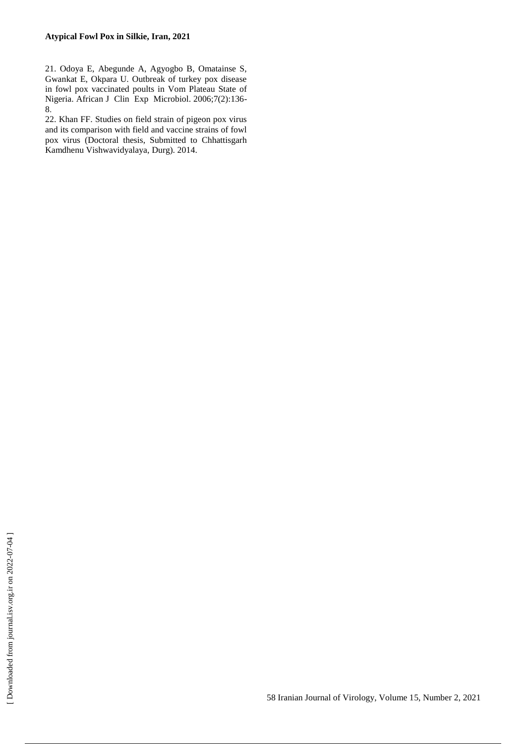21. Odoya E, Abegunde A, Agyogbo B, Omatainse S, Gwankat E, Okpara U. Outbreak of turkey pox disease in fowl pox vaccinated poults in Vom Plateau State of Nigeria. African J Clin Exp Microbiol. 2006;7(2):136-8.

22. Khan FF. Studies on field strain of pigeon pox virus and its comparison with field and vaccine strains of fowl pox virus (Doctoral thesis, Submitted to Chhattisgarh Kamdhenu Vishwavidyalaya, Durg). 2014.